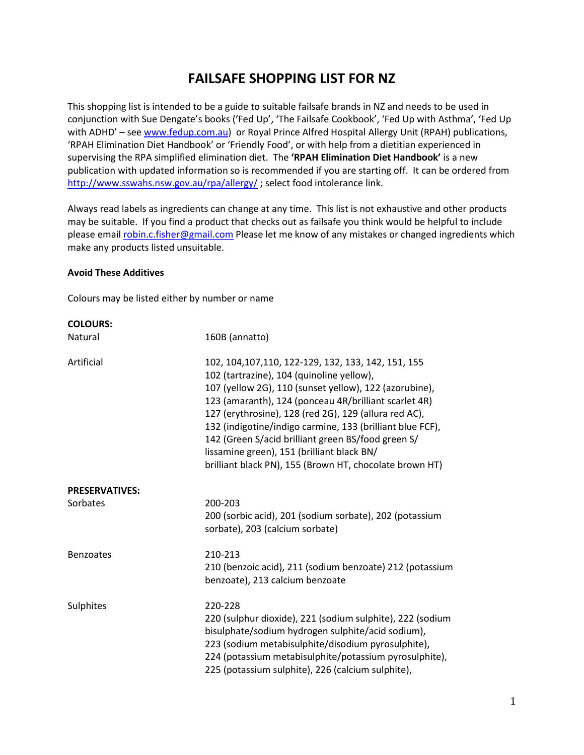# FAILSAFE SHOPPING LIST FOR NZ

This shopping list is intended to be a guide to suitable failsafe brands in NZ and needs to be used in conjunction with Sue Dengate's books ('Fed Up', 'The Failsafe Cookbook', 'Fed Up with Asthma', 'Fed Up with ADHD' – see www.fedup.com.au) or Royal Prince Alfred Hospital Allergy Unit (RPAH) publications, 'RPAH Elimination Diet Handbook' or 'Friendly Food', or with help from a dietitian experienced in supervising the RPA simplified elimination diet. The **'RPAH Elimination Diet Handbook'** is a new publication with updated information so is recommended if you are starting off. It can be ordered from http://www.sswahs.nsw.gov.au/rpa/allergy/ ; select food intolerance link.

Always read labels as ingredients can change at any time. This list is not exhaustive and other products may be suitable. If you find a product that checks out as failsafe you think would be helpful to include please email robin.c.fisher@gmail.com Please let me know of any mistakes or changed ingredients which make any products listed unsuitable.

**Avoid These Additives**

Colours may be listed either by number or name

| | |
|---|---|
| **COLOURS:** | |
| Natural | 160B (annatto) |
| Artificial | 102, 104,107,110, 122-129, 132, 133, 142, 151, 155<br>102 (tartrazine), 104 (quinoline yellow),<br>107 (yellow 2G), 110 (sunset yellow), 122 (azorubine),<br>123 (amaranth), 124 (ponceau 4R/brilliant scarlet 4R)<br>127 (erythrosine), 128 (red 2G), 129 (allura red AC),<br>132 (indigotine/indigo carmine, 133 (brilliant blue FCF),<br>142 (Green S/acid brilliant green BS/food green S/<br>lissamine green), 151 (brilliant black BN/<br>brilliant black PN), 155 (Brown HT, chocolate brown HT) |
| **PRESERVATIVES:** | |
| Sorbates | 200-203<br>200 (sorbic acid), 201 (sodium sorbate), 202 (potassium sorbate), 203 (calcium sorbate) |
| Benzoates | 210-213<br>210 (benzoic acid), 211 (sodium benzoate) 212 (potassium benzoate), 213 calcium benzoate |
| Sulphites | 220-228<br>220 (sulphur dioxide), 221 (sodium sulphite), 222 (sodium bisulphate/sodium hydrogen sulphite/acid sodium),<br>223 (sodium metabisulphite/disodium pyrosulphite),<br>224 (potassium metabisulphite/potassium pyrosulphite),<br>225 (potassium sulphite), 226 (calcium sulphite), |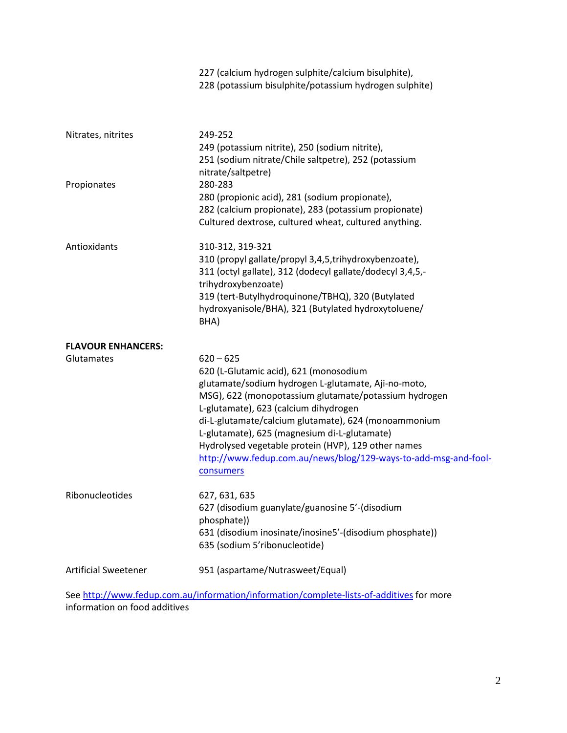| | |
|---|---|
| | 227 (calcium hydrogen sulphite/calcium bisulphite), 228 (potassium bisulphite/potassium hydrogen sulphite) |
| Nitrates, nitrites | 249-252<br>249 (potassium nitrite), 250 (sodium nitrite), 251 (sodium nitrate/Chile saltpetre), 252 (potassium nitrate/saltpetre) |
| Propionates | 280-283<br>280 (propionic acid), 281 (sodium propionate), 282 (calcium propionate), 283 (potassium propionate)<br>Cultured dextrose, cultured wheat, cultured anything. |
| Antioxidants | 310-312, 319-321<br>310 (propyl gallate/propyl 3,4,5,trihydroxybenzoate), 311 (octyl gallate), 312 (dodecyl gallate/dodecyl 3,4,5,-trihydroxybenzoate)<br>319 (tert-Butylhydroquinone/TBHQ), 320 (Butylated hydroxyanisole/BHA), 321 (Butylated hydroxytoluene/ BHA) |
| **FLAVOUR ENHANCERS:** | |
| Glutamates | 620 – 625<br>620 (L-Glutamic acid), 621 (monosodium glutamate/sodium hydrogen L-glutamate, Aji-no-moto, MSG), 622 (monopotassium glutamate/potassium hydrogen L-glutamate), 623 (calcium dihydrogen di-L-glutamate/calcium glutamate), 624 (monoammonium L-glutamate), 625 (magnesium di-L-glutamate)<br>Hydrolysed vegetable protein (HVP), 129 other names<br>http://www.fedup.com.au/news/blog/129-ways-to-add-msg-and-fool-consumers |
| Ribonucleotides | 627, 631, 635<br>627 (disodium guanylate/guanosine 5'-(disodium phosphate))<br>631 (disodium inosinate/inosine5'-(disodium phosphate))<br>635 (sodium 5'ribonucleotide) |
| Artificial Sweetener | 951 (aspartame/Nutrasweet/Equal) |

See http://www.fedup.com.au/information/information/complete-lists-of-additives for more information on food additives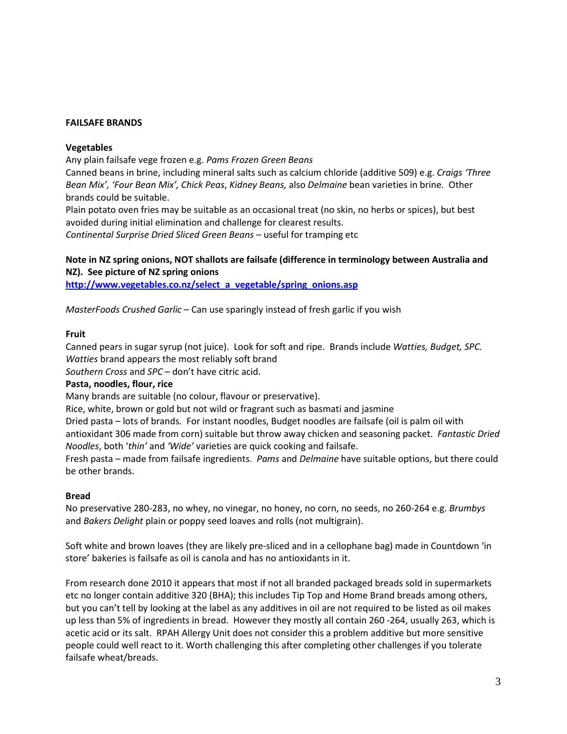**FAILSAFE BRANDS**

**Vegetables**

Any plain failsafe vege frozen e.g. *Pams Frozen Green Beans*

Canned beans in brine, including mineral salts such as calcium chloride (additive 509) e.g. *Craigs 'Three Bean Mix', 'Four Bean Mix', Chick Peas*, *Kidney Beans,* also *Delmaine* bean varieties in brine. Other brands could be suitable.

Plain potato oven fries may be suitable as an occasional treat (no skin, no herbs or spices), but best avoided during initial elimination and challenge for clearest results.

*Continental Surprise Dried Sliced Green Beans* – useful for tramping etc

**Note in NZ spring onions, NOT shallots are failsafe (difference in terminology between Australia and NZ). See picture of NZ spring onions**
**http://www.vegetables.co.nz/select_a_vegetable/spring_onions.asp**

*MasterFoods Crushed Garlic* – Can use sparingly instead of fresh garlic if you wish

**Fruit**

Canned pears in sugar syrup (not juice). Look for soft and ripe. Brands include *Watties, Budget, SPC. Watties* brand appears the most reliably soft brand

*Southern Cross* and *SPC* – don't have citric acid.

**Pasta, noodles, flour, rice**

Many brands are suitable (no colour, flavour or preservative).

Rice, white, brown or gold but not wild or fragrant such as basmati and jasmine

Dried pasta – lots of brands. For instant noodles, Budget noodles are failsafe (oil is palm oil with antioxidant 306 made from corn) suitable but throw away chicken and seasoning packet. *Fantastic Dried Noodles*, both '*thin'* and *'Wide'* varieties are quick cooking and failsafe.

Fresh pasta – made from failsafe ingredients. *Pams* and *Delmaine* have suitable options, but there could be other brands.

**Bread**

No preservative 280-283, no whey, no vinegar, no honey, no corn, no seeds, no 260-264 e.g. *Brumbys* and *Bakers Delight* plain or poppy seed loaves and rolls (not multigrain).

Soft white and brown loaves (they are likely pre-sliced and in a cellophane bag) made in Countdown 'in store' bakeries is failsafe as oil is canola and has no antioxidants in it.

From research done 2010 it appears that most if not all branded packaged breads sold in supermarkets etc no longer contain additive 320 (BHA); this includes Tip Top and Home Brand breads among others, but you can't tell by looking at the label as any additives in oil are not required to be listed as oil makes up less than 5% of ingredients in bread. However they mostly all contain 260 -264, usually 263, which is acetic acid or its salt. RPAH Allergy Unit does not consider this a problem additive but more sensitive people could well react to it. Worth challenging this after completing other challenges if you tolerate failsafe wheat/breads.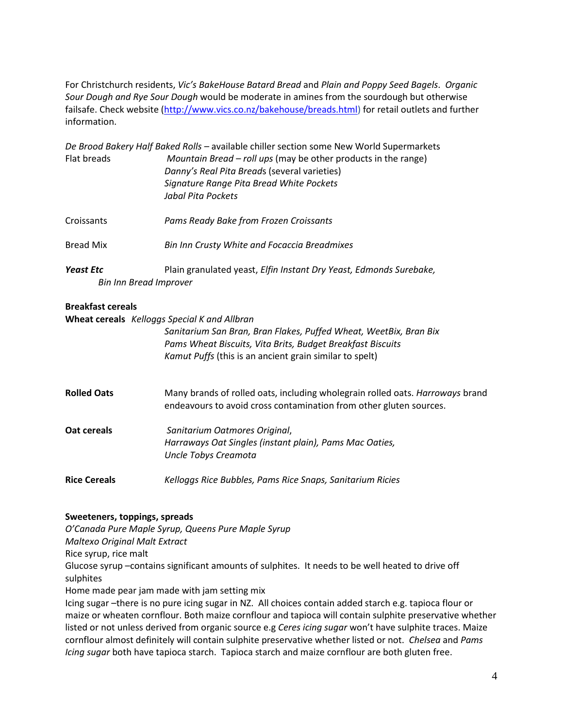For Christchurch residents, *Vic's BakeHouse Batard Bread* and *Plain and Poppy Seed Bagels*. *Organic Sour Dough and Rye Sour Dough* would be moderate in amines from the sourdough but otherwise failsafe. Check website (http://www.vics.co.nz/bakehouse/breads.html) for retail outlets and further information.

*De Brood Bakery Half Baked Rolls* – available chiller section some New World Supermarkets

| | |
|---|---|
| Flat breads | *Mountain Bread – roll ups* (may be other products in the range)<br>*Danny's Real Pita Breads* (several varieties)<br>*Signature Range Pita Bread White Pockets*<br>*Jabal Pita Pockets* |
| Croissants | *Pams Ready Bake from Frozen Croissants* |
| Bread Mix | *Bin Inn Crusty White and Focaccia Breadmixes* |
| ***Yeast Etc*** | Plain granulated yeast, *Elfin Instant Dry Yeast, Edmonds Surebake, Bin Inn Bread Improver* |

**Breakfast cereals**

| | |
|---|---|
| **Wheat cereals** | *Kelloggs Special K and Allbran*<br>*Sanitarium San Bran, Bran Flakes, Puffed Wheat, WeetBix, Bran Bix*<br>*Pams Wheat Biscuits, Vita Brits, Budget Breakfast Biscuits*<br>*Kamut Puffs* (this is an ancient grain similar to spelt) |
| **Rolled Oats** | Many brands of rolled oats, including wholegrain rolled oats. *Harroways* brand endeavours to avoid cross contamination from other gluten sources. |
| **Oat cereals** | *Sanitarium Oatmores Original*,<br>*Harraways Oat Singles (instant plain), Pams Mac Oaties,*<br>*Uncle Tobys Creamota* |
| **Rice Cereals** | *Kelloggs Rice Bubbles, Pams Rice Snaps, Sanitarium Ricies* |

**Sweeteners, toppings, spreads**

*O'Canada Pure Maple Syrup, Queens Pure Maple Syrup*

*Maltexo Original Malt Extract*

Rice syrup, rice malt

Glucose syrup –contains significant amounts of sulphites. It needs to be well heated to drive off sulphites

Home made pear jam made with jam setting mix

Icing sugar –there is no pure icing sugar in NZ. All choices contain added starch e.g. tapioca flour or maize or wheaten cornflour. Both maize cornflour and tapioca will contain sulphite preservative whether listed or not unless derived from organic source e.g *Ceres icing sugar* won't have sulphite traces. Maize cornflour almost definitely will contain sulphite preservative whether listed or not. *Chelsea* and *Pams Icing sugar* both have tapioca starch. Tapioca starch and maize cornflour are both gluten free.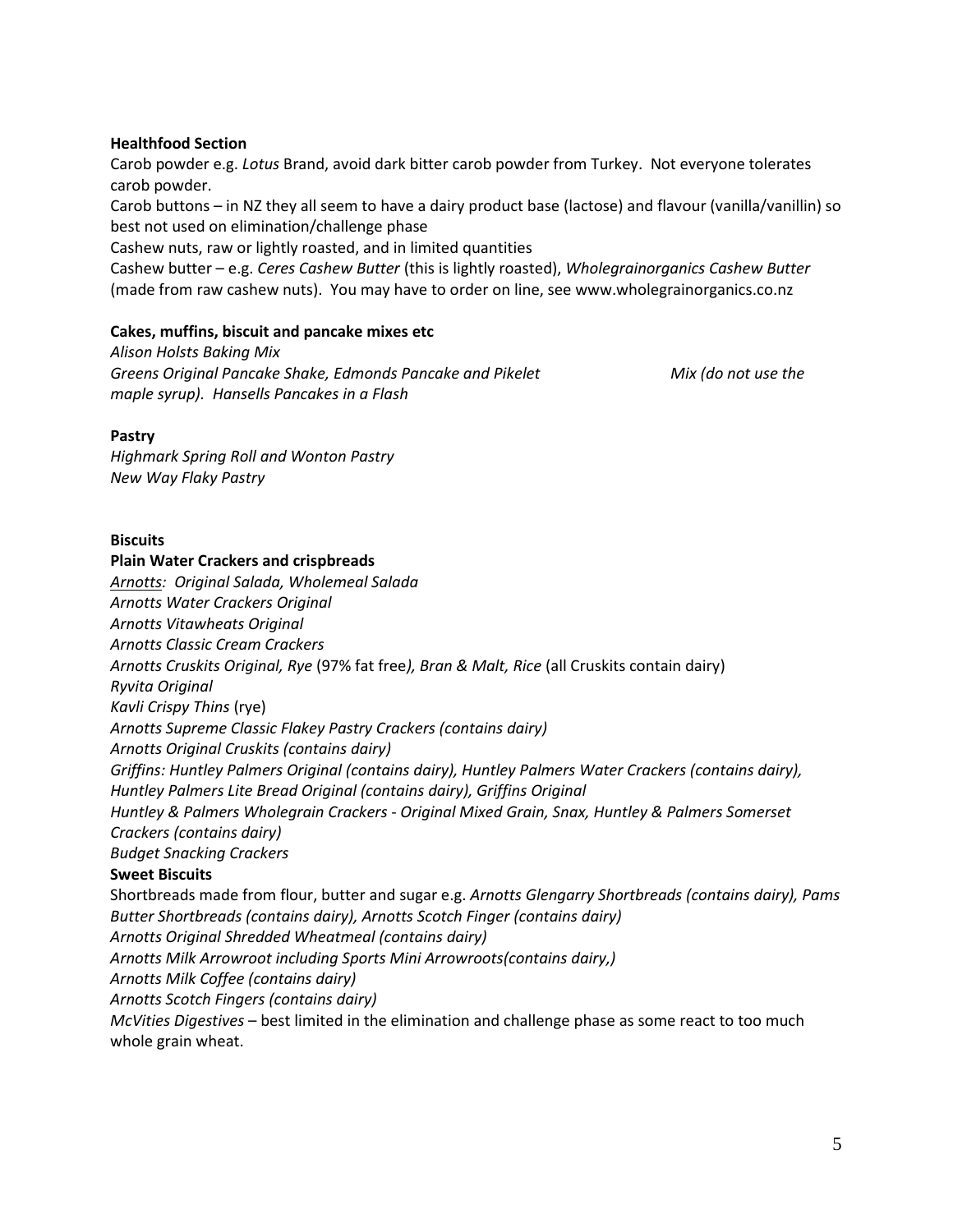**Healthfood Section**

Carob powder e.g. *Lotus* Brand, avoid dark bitter carob powder from Turkey. Not everyone tolerates carob powder.

Carob buttons – in NZ they all seem to have a dairy product base (lactose) and flavour (vanilla/vanillin) so best not used on elimination/challenge phase

Cashew nuts, raw or lightly roasted, and in limited quantities

Cashew butter – e.g. *Ceres Cashew Butter* (this is lightly roasted), *Wholegrainorganics Cashew Butter* (made from raw cashew nuts). You may have to order on line, see www.wholegrainorganics.co.nz

**Cakes, muffins, biscuit and pancake mixes etc**

*Alison Holsts Baking Mix*

*Greens Original Pancake Shake, Edmonds Pancake and Pikelet Mix (do not use the maple syrup). Hansells Pancakes in a Flash*

**Pastry**

*Highmark Spring Roll and Wonton Pastry*

*New Way Flaky Pastry*

**Biscuits**

**Plain Water Crackers and crispbreads**

*Arnotts: Original Salada, Wholemeal Salada*

*Arnotts Water Crackers Original*

*Arnotts Vitawheats Original*

*Arnotts Classic Cream Crackers*

*Arnotts Cruskits Original, Rye* (97% fat free*), Bran & Malt, Rice* (all Cruskits contain dairy)

*Ryvita Original*

*Kavli Crispy Thins* (rye)

*Arnotts Supreme Classic Flakey Pastry Crackers (contains dairy)*

*Arnotts Original Cruskits (contains dairy)*

*Griffins: Huntley Palmers Original (contains dairy), Huntley Palmers Water Crackers (contains dairy), Huntley Palmers Lite Bread Original (contains dairy), Griffins Original*

*Huntley & Palmers Wholegrain Crackers - Original Mixed Grain, Snax, Huntley & Palmers Somerset Crackers (contains dairy)*

*Budget Snacking Crackers*

**Sweet Biscuits**

Shortbreads made from flour, butter and sugar e.g. *Arnotts Glengarry Shortbreads (contains dairy), Pams Butter Shortbreads (contains dairy), Arnotts Scotch Finger (contains dairy)*

*Arnotts Original Shredded Wheatmeal (contains dairy)*

*Arnotts Milk Arrowroot including Sports Mini Arrowroots(contains dairy,)*

*Arnotts Milk Coffee (contains dairy)*

*Arnotts Scotch Fingers (contains dairy)*

*McVities Digestives* – best limited in the elimination and challenge phase as some react to too much whole grain wheat.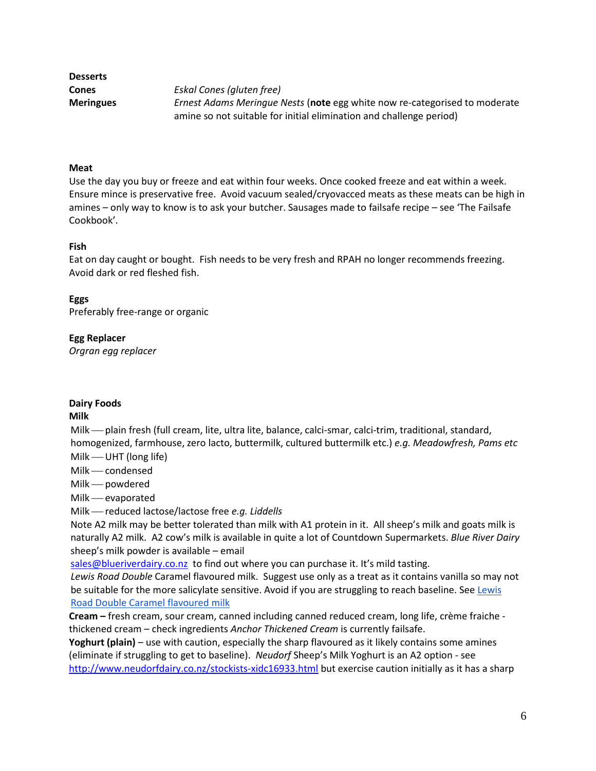**Desserts**

| | |
|---|---|
| **Cones** | *Eskal Cones (gluten free)* |
| **Meringues** | *Ernest Adams Meringue Nests* (**note** egg white now re-categorised to moderate amine so not suitable for initial elimination and challenge period) |

**Meat**

Use the day you buy or freeze and eat within four weeks. Once cooked freeze and eat within a week. Ensure mince is preservative free. Avoid vacuum sealed/cryovacced meats as these meats can be high in amines – only way to know is to ask your butcher. Sausages made to failsafe recipe – see 'The Failsafe Cookbook'.

**Fish**

Eat on day caught or bought. Fish needs to be very fresh and RPAH no longer recommends freezing. Avoid dark or red fleshed fish.

**Eggs**

Preferably free-range or organic

**Egg Replacer**

*Orgran egg replacer*

**Dairy Foods**

**Milk**

Milk — plain fresh (full cream, lite, ultra lite, balance, calci-smar, calci-trim, traditional, standard, homogenized, farmhouse, zero lacto, buttermilk, cultured buttermilk etc.) *e.g. Meadowfresh, Pams etc*
Milk — UHT (long life)
Milk — condensed
Milk — powdered
Milk — evaporated
Milk — reduced lactose/lactose free *e.g. Liddells*
Note A2 milk may be better tolerated than milk with A1 protein in it. All sheep's milk and goats milk is naturally A2 milk. A2 cow's milk is available in quite a lot of Countdown Supermarkets. *Blue River Dairy* sheep's milk powder is available – email sales@blueriverdairy.co.nz to find out where you can purchase it. It's mild tasting.
*Lewis Road Double* Caramel flavoured milk. Suggest use only as a treat as it contains vanilla so may not be suitable for the more salicylate sensitive. Avoid if you are struggling to reach baseline. See Lewis Road Double Caramel flavoured milk

**Cream –** fresh cream, sour cream, canned including canned reduced cream, long life, crème fraiche - thickened cream – check ingredients *Anchor Thickened Cream* is currently failsafe.

**Yoghurt (plain)** – use with caution, especially the sharp flavoured as it likely contains some amines (eliminate if struggling to get to baseline). *Neudorf* Sheep's Milk Yoghurt is an A2 option - see http://www.neudorfdairy.co.nz/stockists-xidc16933.html but exercise caution initially as it has a sharp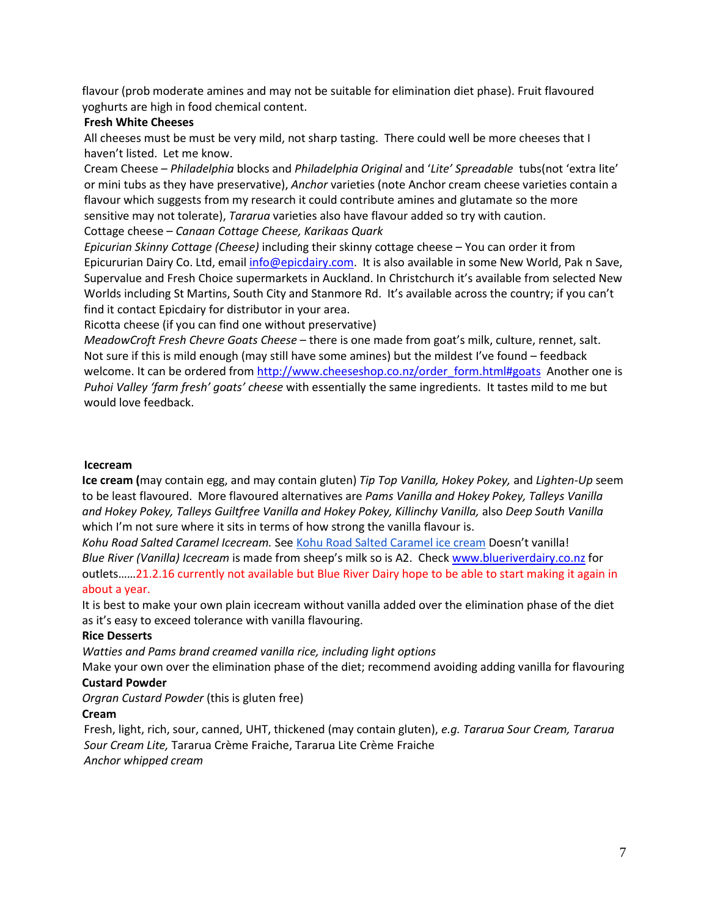flavour (prob moderate amines and may not be suitable for elimination diet phase). Fruit flavoured yoghurts are high in food chemical content.

**Fresh White Cheeses**

All cheeses must be must be very mild, not sharp tasting. There could well be more cheeses that I haven't listed. Let me know.

Cream Cheese – *Philadelphia* blocks and *Philadelphia Original* and '*Lite' Spreadable* tubs(not 'extra lite' or mini tubs as they have preservative), *Anchor* varieties (note Anchor cream cheese varieties contain a flavour which suggests from my research it could contribute amines and glutamate so the more sensitive may not tolerate), *Tararua* varieties also have flavour added so try with caution.

Cottage cheese – *Canaan Cottage Cheese, Karikaas Quark*

*Epicurian Skinny Cottage (Cheese)* including their skinny cottage cheese – You can order it from Epicururian Dairy Co. Ltd, email info@epicdairy.com. It is also available in some New World, Pak n Save, Supervalue and Fresh Choice supermarkets in Auckland. In Christchurch it's available from selected New Worlds including St Martins, South City and Stanmore Rd. It's available across the country; if you can't find it contact Epicdairy for distributor in your area.

Ricotta cheese (if you can find one without preservative)

*MeadowCroft Fresh Chevre Goats Cheese* – there is one made from goat's milk, culture, rennet, salt. Not sure if this is mild enough (may still have some amines) but the mildest I've found – feedback welcome. It can be ordered from http://www.cheeseshop.co.nz/order_form.html#goats Another one is *Puhoi Valley 'farm fresh' goats' cheese* with essentially the same ingredients. It tastes mild to me but would love feedback.

**Icecream**

**Ice cream (**may contain egg, and may contain gluten) *Tip Top Vanilla, Hokey Pokey,* and *Lighten-Up* seem to be least flavoured. More flavoured alternatives are *Pams Vanilla and Hokey Pokey, Talleys Vanilla and Hokey Pokey, Talleys Guiltfree Vanilla and Hokey Pokey, Killinchy Vanilla,* also *Deep South Vanilla* which I'm not sure where it sits in terms of how strong the vanilla flavour is.

*Kohu Road Salted Caramel Icecream.* See Kohu Road Salted Caramel ice cream Doesn't vanilla!

*Blue River (Vanilla) Icecream* is made from sheep's milk so is A2. Check www.blueriverdairy.co.nz for outlets……21.2.16 currently not available but Blue River Dairy hope to be able to start making it again in about a year.

It is best to make your own plain icecream without vanilla added over the elimination phase of the diet as it's easy to exceed tolerance with vanilla flavouring.

**Rice Desserts**

*Watties and Pams brand creamed vanilla rice, including light options*

Make your own over the elimination phase of the diet; recommend avoiding adding vanilla for flavouring

**Custard Powder**

*Orgran Custard Powder* (this is gluten free)

**Cream**

Fresh, light, rich, sour, canned, UHT, thickened (may contain gluten), *e.g. Tararua Sour Cream, Tararua Sour Cream Lite,* Tararua Crème Fraiche, Tararua Lite Crème Fraiche

*Anchor whipped cream*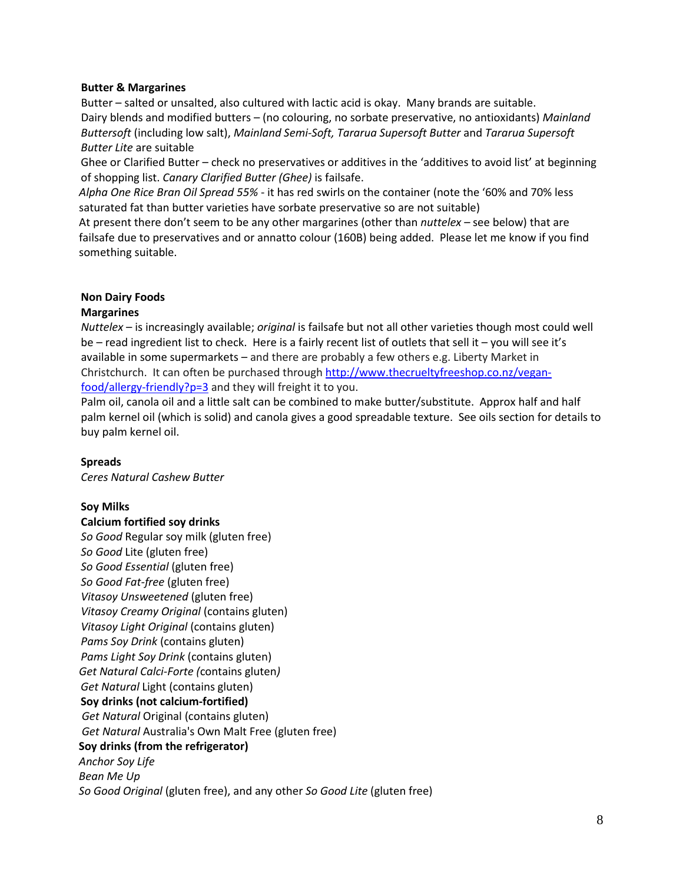**Butter & Margarines**

Butter – salted or unsalted, also cultured with lactic acid is okay. Many brands are suitable.
Dairy blends and modified butters – (no colouring, no sorbate preservative, no antioxidants) *Mainland Buttersoft* (including low salt), *Mainland Semi-Soft, Tararua Supersoft Butter* and *Tararua Supersoft Butter Lite* are suitable
Ghee or Clarified Butter – check no preservatives or additives in the 'additives to avoid list' at beginning of shopping list. *Canary Clarified Butter (Ghee)* is failsafe.
*Alpha One Rice Bran Oil Spread 55%* - it has red swirls on the container (note the '60% and 70% less saturated fat than butter varieties have sorbate preservative so are not suitable)
At present there don't seem to be any other margarines (other than *nuttelex* – see below) that are failsafe due to preservatives and or annatto colour (160B) being added. Please let me know if you find something suitable.

**Non Dairy Foods**

**Margarines**

*Nuttelex* – is increasingly available; *original* is failsafe but not all other varieties though most could well be – read ingredient list to check. Here is a fairly recent list of outlets that sell it – you will see it's available in some supermarkets – and there are probably a few others e.g. Liberty Market in Christchurch. It can often be purchased through http://www.thecrueltyfreeshop.co.nz/vegan-food/allergy-friendly?p=3 and they will freight it to you.
Palm oil, canola oil and a little salt can be combined to make butter/substitute. Approx half and half palm kernel oil (which is solid) and canola gives a good spreadable texture. See oils section for details to buy palm kernel oil.

**Spreads**

*Ceres Natural Cashew Butter*

**Soy Milks**

**Calcium fortified soy drinks**

*So Good* Regular soy milk (gluten free)
*So Good* Lite (gluten free)
*So Good Essential* (gluten free)
*So Good Fat-free* (gluten free)
*Vitasoy Unsweetened* (gluten free)
*Vitasoy Creamy Original* (contains gluten)
*Vitasoy Light Original* (contains gluten)
*Pams Soy Drink* (contains gluten)
*Pams Light Soy Drink* (contains gluten)
*Get Natural Calci-Forte (*contains gluten*)*
*Get Natural* Light (contains gluten)

**Soy drinks (not calcium-fortified)**

*Get Natural* Original (contains gluten)
*Get Natural* Australia's Own Malt Free (gluten free)

**Soy drinks (from the refrigerator)**

*Anchor Soy Life*
*Bean Me Up*
*So Good Original* (gluten free), and any other *So Good Lite* (gluten free)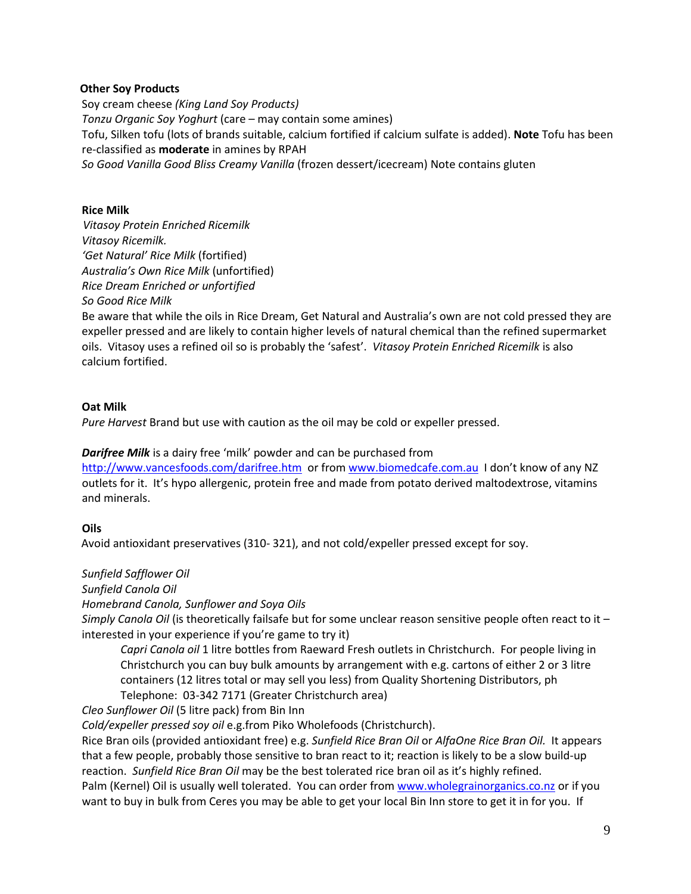**Other Soy Products**

Soy cream cheese *(King Land Soy Products)*
*Tonzu Organic Soy Yoghurt* (care – may contain some amines)
Tofu, Silken tofu (lots of brands suitable, calcium fortified if calcium sulfate is added). **Note** Tofu has been re-classified as **moderate** in amines by RPAH
*So Good Vanilla Good Bliss Creamy Vanilla* (frozen dessert/icecream) Note contains gluten

**Rice Milk**

*Vitasoy Protein Enriched Ricemilk*
*Vitasoy Ricemilk.*
*'Get Natural' Rice Milk* (fortified)
*Australia's Own Rice Milk* (unfortified)
*Rice Dream Enriched or unfortified*
*So Good Rice Milk*
Be aware that while the oils in Rice Dream, Get Natural and Australia's own are not cold pressed they are expeller pressed and are likely to contain higher levels of natural chemical than the refined supermarket oils. Vitasoy uses a refined oil so is probably the 'safest'. *Vitasoy Protein Enriched Ricemilk* is also calcium fortified.

**Oat Milk**

*Pure Harvest* Brand but use with caution as the oil may be cold or expeller pressed.

***Darifree Milk*** is a dairy free 'milk' powder and can be purchased from http://www.vancesfoods.com/darifree.htm or from www.biomedcafe.com.au I don't know of any NZ outlets for it. It's hypo allergenic, protein free and made from potato derived maltodextrose, vitamins and minerals.

**Oils**

Avoid antioxidant preservatives (310- 321), and not cold/expeller pressed except for soy.

*Sunfield Safflower Oil*
*Sunfield Canola Oil*
*Homebrand Canola, Sunflower and Soya Oils*
*Simply Canola Oil* (is theoretically failsafe but for some unclear reason sensitive people often react to it – interested in your experience if you're game to try it)

> *Capri Canola oil* 1 litre bottles from Raeward Fresh outlets in Christchurch. For people living in Christchurch you can buy bulk amounts by arrangement with e.g. cartons of either 2 or 3 litre containers (12 litres total or may sell you less) from Quality Shortening Distributors, ph Telephone: 03-342 7171 (Greater Christchurch area)

*Cleo Sunflower Oil* (5 litre pack) from Bin Inn
*Cold/expeller pressed soy oil* e.g.from Piko Wholefoods (Christchurch).
Rice Bran oils (provided antioxidant free) e.g. *Sunfield Rice Bran Oil* or *AlfaOne Rice Bran Oil.* It appears that a few people, probably those sensitive to bran react to it; reaction is likely to be a slow build-up reaction. *Sunfield Rice Bran Oil* may be the best tolerated rice bran oil as it's highly refined.
Palm (Kernel) Oil is usually well tolerated. You can order from www.wholegrainorganics.co.nz or if you want to buy in bulk from Ceres you may be able to get your local Bin Inn store to get it in for you. If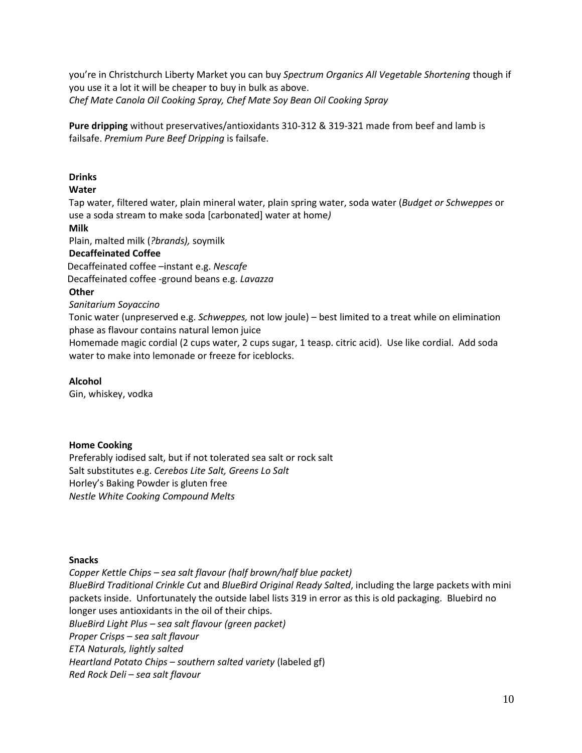you're in Christchurch Liberty Market you can buy *Spectrum Organics All Vegetable Shortening* though if you use it a lot it will be cheaper to buy in bulk as above.
*Chef Mate Canola Oil Cooking Spray, Chef Mate Soy Bean Oil Cooking Spray*

**Pure dripping** without preservatives/antioxidants 310-312 & 319-321 made from beef and lamb is failsafe. *Premium Pure Beef Dripping* is failsafe.

**Drinks**

**Water**

Tap water, filtered water, plain mineral water, plain spring water, soda water (*Budget or Schweppes* or use a soda stream to make soda [carbonated] water at home*)*

**Milk**

Plain, malted milk (*?brands),* soymilk

**Decaffeinated Coffee**

Decaffeinated coffee –instant e.g. *Nescafe*
Decaffeinated coffee -ground beans e.g. *Lavazza*

**Other**

*Sanitarium Soyaccino*
Tonic water (unpreserved e.g. *Schweppes,* not low joule) – best limited to a treat while on elimination phase as flavour contains natural lemon juice
Homemade magic cordial (2 cups water, 2 cups sugar, 1 teasp. citric acid). Use like cordial. Add soda water to make into lemonade or freeze for iceblocks.

**Alcohol**

Gin, whiskey, vodka

**Home Cooking**

Preferably iodised salt, but if not tolerated sea salt or rock salt
Salt substitutes e.g. *Cerebos Lite Salt, Greens Lo Salt*
Horley's Baking Powder is gluten free
*Nestle White Cooking Compound Melts*

**Snacks**

*Copper Kettle Chips – sea salt flavour (half brown/half blue packet)*
*BlueBird Traditional Crinkle Cut* and *BlueBird Original Ready Salted*, including the large packets with mini packets inside. Unfortunately the outside label lists 319 in error as this is old packaging. Bluebird no longer uses antioxidants in the oil of their chips.
*BlueBird Light Plus – sea salt flavour (green packet)*
*Proper Crisps – sea salt flavour*
*ETA Naturals, lightly salted*
*Heartland Potato Chips – southern salted variety* (labeled gf)
*Red Rock Deli – sea salt flavour*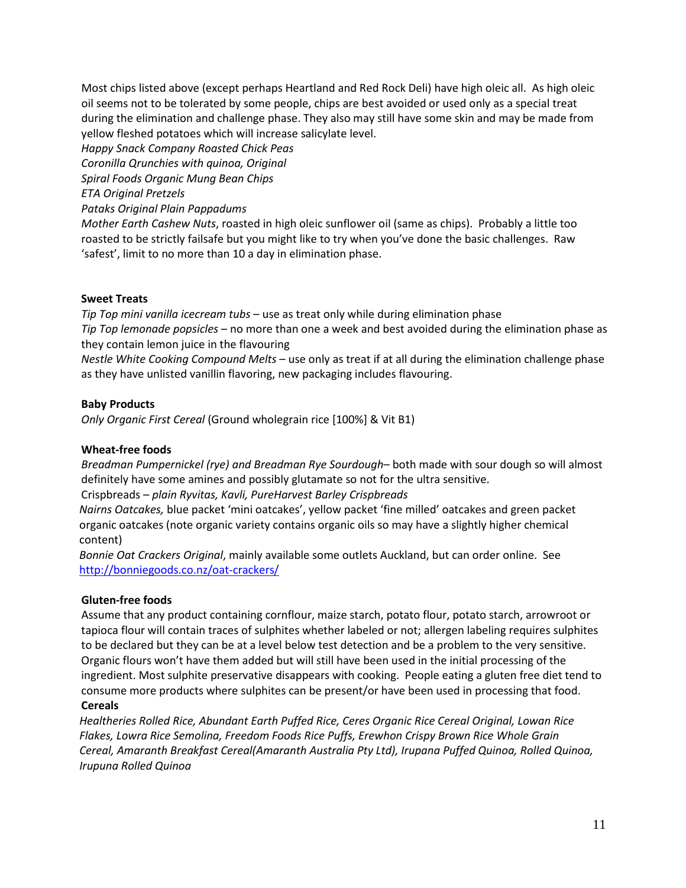Most chips listed above (except perhaps Heartland and Red Rock Deli) have high oleic all. As high oleic oil seems not to be tolerated by some people, chips are best avoided or used only as a special treat during the elimination and challenge phase. They also may still have some skin and may be made from yellow fleshed potatoes which will increase salicylate level.

*Happy Snack Company Roasted Chick Peas*
*Coronilla Qrunchies with quinoa, Original*
*Spiral Foods Organic Mung Bean Chips*
*ETA Original Pretzels*
*Pataks Original Plain Pappadums*
*Mother Earth Cashew Nuts*, roasted in high oleic sunflower oil (same as chips). Probably a little too roasted to be strictly failsafe but you might like to try when you've done the basic challenges. Raw 'safest', limit to no more than 10 a day in elimination phase.

**Sweet Treats**

*Tip Top mini vanilla icecream tubs* – use as treat only while during elimination phase
*Tip Top lemonade popsicles* – no more than one a week and best avoided during the elimination phase as they contain lemon juice in the flavouring
*Nestle White Cooking Compound Melts* – use only as treat if at all during the elimination challenge phase as they have unlisted vanillin flavoring, new packaging includes flavouring.

**Baby Products**

*Only Organic First Cereal* (Ground wholegrain rice [100%] & Vit B1)

**Wheat-free foods**

*Breadman Pumpernickel (rye) and Breadman Rye Sourdough*– both made with sour dough so will almost definitely have some amines and possibly glutamate so not for the ultra sensitive.
Crispbreads – *plain Ryvitas, Kavli, PureHarvest Barley Crispbreads*
*Nairns Oatcakes,* blue packet 'mini oatcakes', yellow packet 'fine milled' oatcakes and green packet organic oatcakes (note organic variety contains organic oils so may have a slightly higher chemical content)
*Bonnie Oat Crackers Original*, mainly available some outlets Auckland, but can order online. See http://bonniegoods.co.nz/oat-crackers/

**Gluten-free foods**

Assume that any product containing cornflour, maize starch, potato flour, potato starch, arrowroot or tapioca flour will contain traces of sulphites whether labeled or not; allergen labeling requires sulphites to be declared but they can be at a level below test detection and be a problem to the very sensitive. Organic flours won't have them added but will still have been used in the initial processing of the ingredient. Most sulphite preservative disappears with cooking. People eating a gluten free diet tend to consume more products where sulphites can be present/or have been used in processing that food.

**Cereals**

*Healtheries Rolled Rice, Abundant Earth Puffed Rice, Ceres Organic Rice Cereal Original, Lowan Rice Flakes, Lowra Rice Semolina, Freedom Foods Rice Puffs, Erewhon Crispy Brown Rice Whole Grain Cereal, Amaranth Breakfast Cereal(Amaranth Australia Pty Ltd), Irupana Puffed Quinoa, Rolled Quinoa, Irupuna Rolled Quinoa*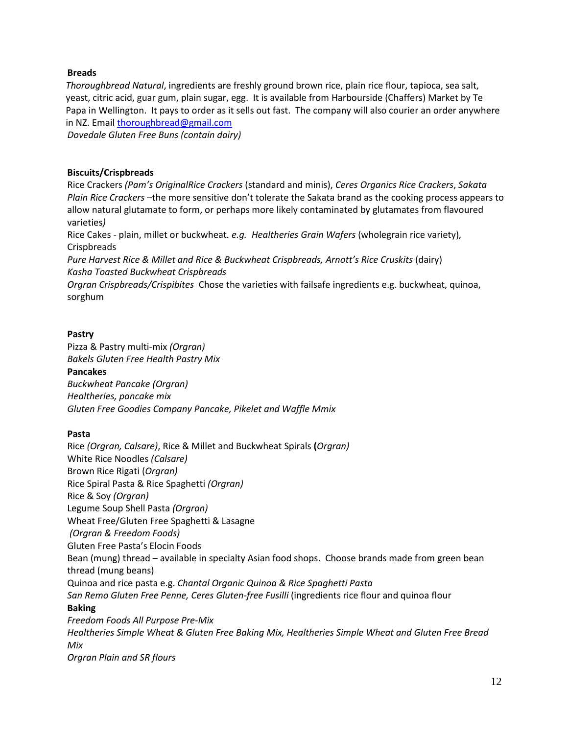**Breads**

*Thoroughbread Natural*, ingredients are freshly ground brown rice, plain rice flour, tapioca, sea salt, yeast, citric acid, guar gum, plain sugar, egg. It is available from Harbourside (Chaffers) Market by Te Papa in Wellington. It pays to order as it sells out fast. The company will also courier an order anywhere in NZ. Email thoroughbread@gmail.com

*Dovedale Gluten Free Buns (contain dairy)*

**Biscuits/Crispbreads**

Rice Crackers *(Pam's OriginalRice Crackers* (standard and minis), *Ceres Organics Rice Crackers*, *Sakata Plain Rice Crackers* –the more sensitive don't tolerate the Sakata brand as the cooking process appears to allow natural glutamate to form, or perhaps more likely contaminated by glutamates from flavoured varieties*)*

Rice Cakes - plain, millet or buckwheat. *e.g. Healtheries Grain Wafers* (wholegrain rice variety)*,* Crispbreads

*Pure Harvest Rice & Millet and Rice & Buckwheat Crispbreads, Arnott's Rice Cruskits* (dairy)

*Kasha Toasted Buckwheat Crispbreads*

*Orgran Crispbreads/Crispibites* Chose the varieties with failsafe ingredients e.g. buckwheat, quinoa, sorghum

**Pastry**

Pizza & Pastry multi-mix *(Orgran)*

*Bakels Gluten Free Health Pastry Mix*

**Pancakes**

*Buckwheat Pancake (Orgran)*

*Healtheries, pancake mix*

*Gluten Free Goodies Company Pancake, Pikelet and Waffle Mmix*

**Pasta**

Rice *(Orgran, Calsare)*, Rice & Millet and Buckwheat Spirals **(***Orgran)*

White Rice Noodles *(Calsare)*

Brown Rice Rigati (*Orgran)*

Rice Spiral Pasta & Rice Spaghetti *(Orgran)*

Rice & Soy *(Orgran)*

Legume Soup Shell Pasta *(Orgran)*

Wheat Free/Gluten Free Spaghetti & Lasagne *(Orgran & Freedom Foods)*

Gluten Free Pasta's Elocin Foods

Bean (mung) thread – available in specialty Asian food shops. Choose brands made from green bean thread (mung beans)

Quinoa and rice pasta e.g. *Chantal Organic Quinoa & Rice Spaghetti Pasta*

*San Remo Gluten Free Penne, Ceres Gluten-free Fusilli* (ingredients rice flour and quinoa flour

**Baking**

*Freedom Foods All Purpose Pre-Mix*

*Healtheries Simple Wheat & Gluten Free Baking Mix, Healtheries Simple Wheat and Gluten Free Bread Mix*

*Orgran Plain and SR flours*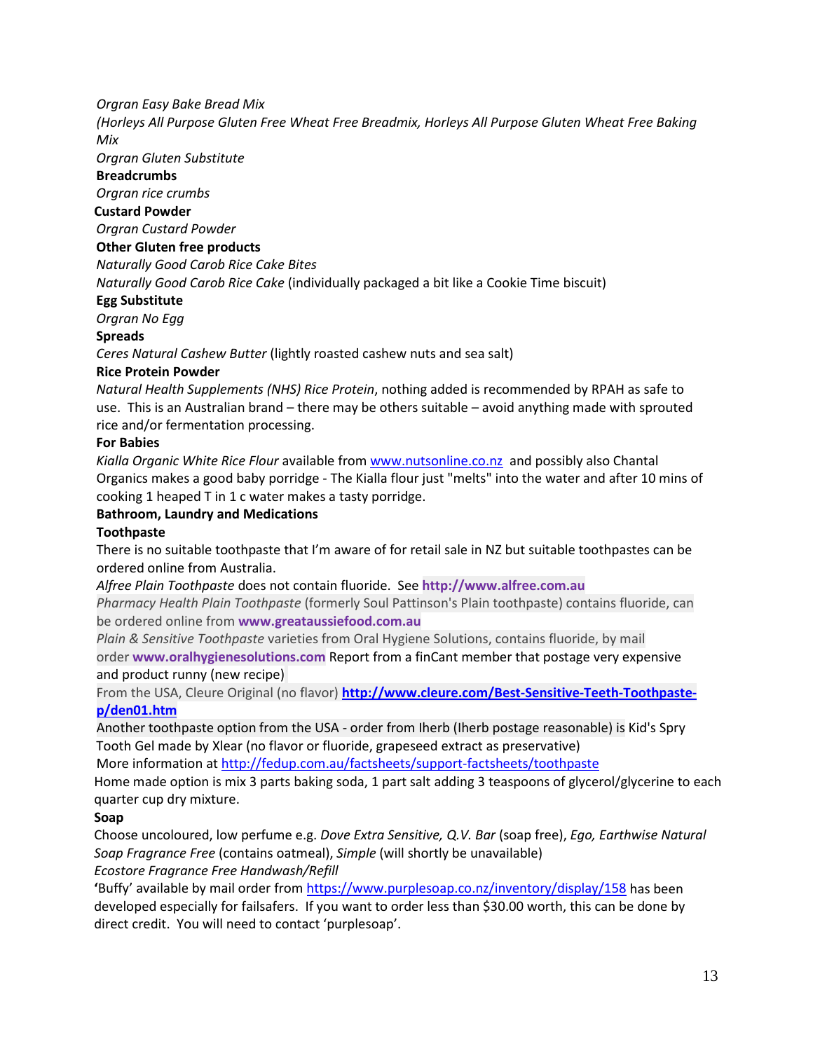*Orgran Easy Bake Bread Mix*
*(Horleys All Purpose Gluten Free Wheat Free Breadmix, Horleys All Purpose Gluten Wheat Free Baking Mix*
*Orgran Gluten Substitute*

**Breadcrumbs**

*Orgran rice crumbs*

**Custard Powder**

*Orgran Custard Powder*

**Other Gluten free products**

*Naturally Good Carob Rice Cake Bites*
*Naturally Good Carob Rice Cake* (individually packaged a bit like a Cookie Time biscuit)

**Egg Substitute**

*Orgran No Egg*

**Spreads**

*Ceres Natural Cashew Butter* (lightly roasted cashew nuts and sea salt)

**Rice Protein Powder**

*Natural Health Supplements (NHS) Rice Protein*, nothing added is recommended by RPAH as safe to use. This is an Australian brand – there may be others suitable – avoid anything made with sprouted rice and/or fermentation processing.

**For Babies**

*Kialla Organic White Rice Flour* available from www.nutsonline.co.nz and possibly also Chantal Organics makes a good baby porridge - The Kialla flour just "melts" into the water and after 10 mins of cooking 1 heaped T in 1 c water makes a tasty porridge.

**Bathroom, Laundry and Medications**

**Toothpaste**

There is no suitable toothpaste that I'm aware of for retail sale in NZ but suitable toothpastes can be ordered online from Australia.

*Alfree Plain Toothpaste* does not contain fluoride. See **http://www.alfree.com.au**

*Pharmacy Health Plain Toothpaste* (formerly Soul Pattinson's Plain toothpaste) contains fluoride, can be ordered online from **www.greataussiefood.com.au**

*Plain & Sensitive Toothpaste* varieties from Oral Hygiene Solutions, contains fluoride, by mail order **www.oralhygienesolutions.com** Report from a finCant member that postage very expensive and product runny (new recipe)

From the USA, Cleure Original (no flavor) **http://www.cleure.com/Best-Sensitive-Teeth-Toothpaste-p/den01.htm**

Another toothpaste option from the USA - order from Iherb (Iherb postage reasonable) is Kid's Spry Tooth Gel made by Xlear (no flavor or fluoride, grapeseed extract as preservative)

More information at http://fedup.com.au/factsheets/support-factsheets/toothpaste

Home made option is mix 3 parts baking soda, 1 part salt adding 3 teaspoons of glycerol/glycerine to each quarter cup dry mixture.

**Soap**

Choose uncoloured, low perfume e.g. *Dove Extra Sensitive, Q.V. Bar* (soap free), *Ego, Earthwise Natural Soap Fragrance Free* (contains oatmeal), *Simple* (will shortly be unavailable)
*Ecostore Fragrance Free Handwash/Refill*

**'**Buffy' available by mail order from https://www.purplesoap.co.nz/inventory/display/158 has been developed especially for failsafers. If you want to order less than $30.00 worth, this can be done by direct credit. You will need to contact 'purplesoap'.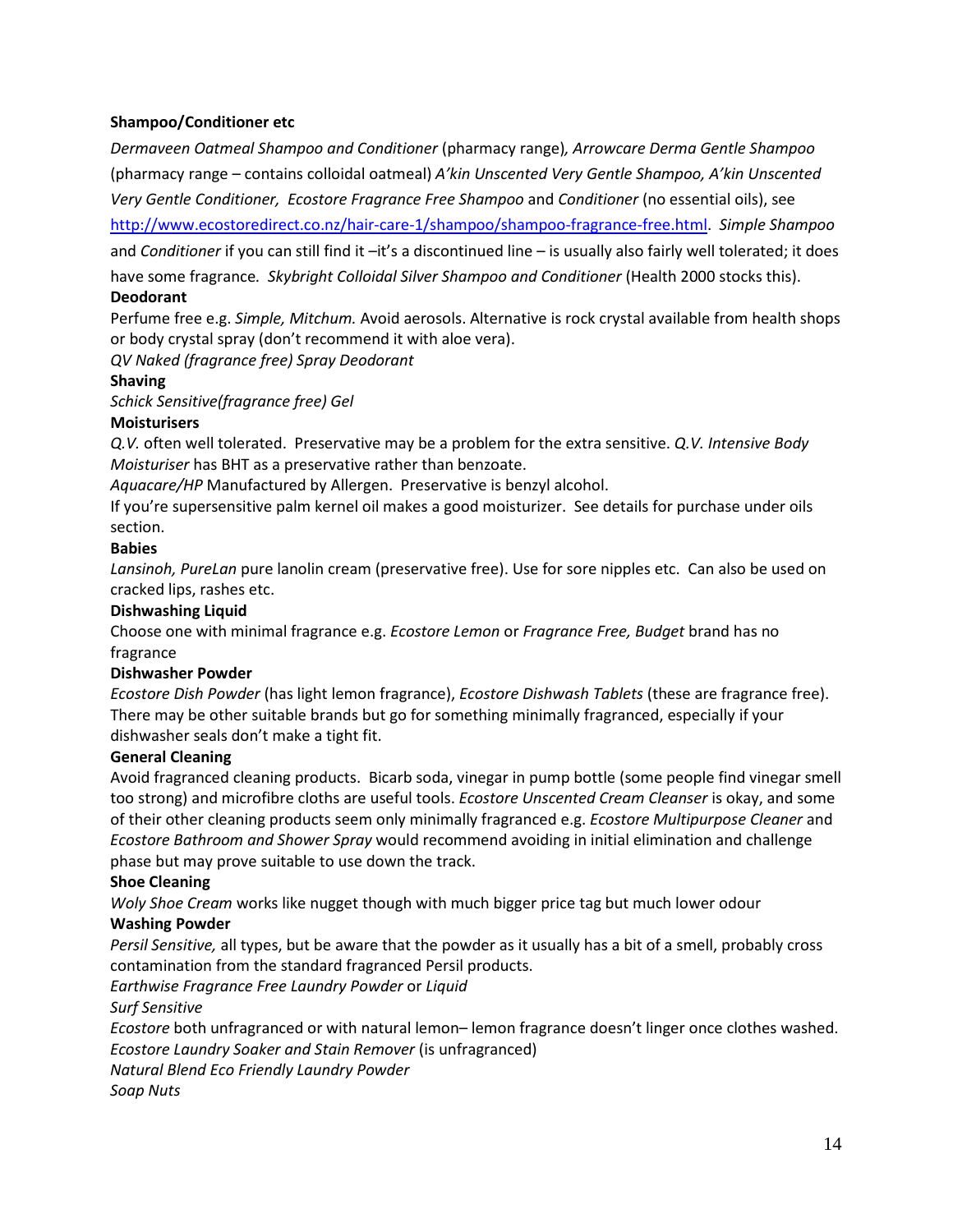**Shampoo/Conditioner etc**

*Dermaveen Oatmeal Shampoo and Conditioner* (pharmacy range)*, Arrowcare Derma Gentle Shampoo* (pharmacy range – contains colloidal oatmeal) *A'kin Unscented Very Gentle Shampoo, A'kin Unscented Very Gentle Conditioner, Ecostore Fragrance Free Shampoo* and *Conditioner* (no essential oils), see http://www.ecostoredirect.co.nz/hair-care-1/shampoo/shampoo-fragrance-free.html. *Simple Shampoo* and *Conditioner* if you can still find it –it's a discontinued line – is usually also fairly well tolerated; it does have some fragrance. *Skybright Colloidal Silver Shampoo and Conditioner* (Health 2000 stocks this).

**Deodorant**

Perfume free e.g. *Simple, Mitchum.* Avoid aerosols. Alternative is rock crystal available from health shops or body crystal spray (don't recommend it with aloe vera).

*QV Naked (fragrance free) Spray Deodorant*

**Shaving**

*Schick Sensitive(fragrance free) Gel*

**Moisturisers**

*Q.V.* often well tolerated. Preservative may be a problem for the extra sensitive. *Q.V. Intensive Body Moisturiser* has BHT as a preservative rather than benzoate.

*Aquacare/HP* Manufactured by Allergen. Preservative is benzyl alcohol.

If you're supersensitive palm kernel oil makes a good moisturizer. See details for purchase under oils section.

**Babies**

*Lansinoh, PureLan* pure lanolin cream (preservative free). Use for sore nipples etc. Can also be used on cracked lips, rashes etc.

**Dishwashing Liquid**

Choose one with minimal fragrance e.g. *Ecostore Lemon* or *Fragrance Free, Budget* brand has no fragrance

**Dishwasher Powder**

*Ecostore Dish Powder* (has light lemon fragrance), *Ecostore Dishwash Tablets* (these are fragrance free). There may be other suitable brands but go for something minimally fragranced, especially if your dishwasher seals don't make a tight fit.

**General Cleaning**

Avoid fragranced cleaning products. Bicarb soda, vinegar in pump bottle (some people find vinegar smell too strong) and microfibre cloths are useful tools. *Ecostore Unscented Cream Cleanser* is okay, and some of their other cleaning products seem only minimally fragranced e.g. *Ecostore Multipurpose Cleaner* and *Ecostore Bathroom and Shower Spray* would recommend avoiding in initial elimination and challenge phase but may prove suitable to use down the track.

**Shoe Cleaning**

*Woly Shoe Cream* works like nugget though with much bigger price tag but much lower odour

**Washing Powder**

*Persil Sensitive,* all types, but be aware that the powder as it usually has a bit of a smell, probably cross contamination from the standard fragranced Persil products.

*Earthwise Fragrance Free Laundry Powder* or *Liquid*

*Surf Sensitive*

*Ecostore* both unfragranced or with natural lemon– lemon fragrance doesn't linger once clothes washed.

*Ecostore Laundry Soaker and Stain Remover* (is unfragranced)

*Natural Blend Eco Friendly Laundry Powder*

*Soap Nuts*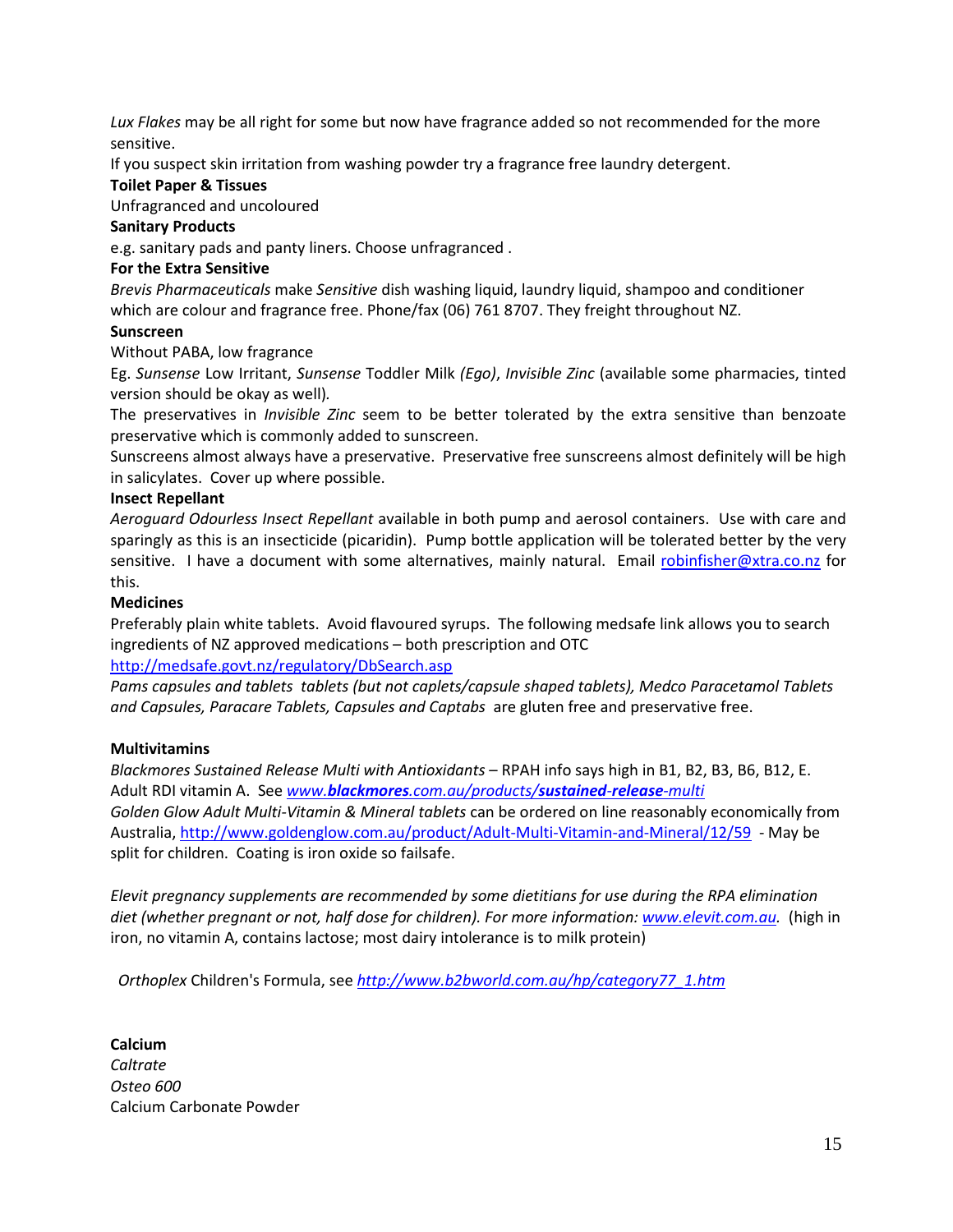*Lux Flakes* may be all right for some but now have fragrance added so not recommended for the more sensitive.

If you suspect skin irritation from washing powder try a fragrance free laundry detergent.

**Toilet Paper & Tissues**

Unfragranced and uncoloured

**Sanitary Products**

e.g. sanitary pads and panty liners. Choose unfragranced .

**For the Extra Sensitive**

*Brevis Pharmaceuticals* make *Sensitive* dish washing liquid, laundry liquid, shampoo and conditioner which are colour and fragrance free. Phone/fax (06) 761 8707. They freight throughout NZ.

**Sunscreen**

Without PABA, low fragrance

Eg. *Sunsense* Low Irritant, *Sunsense* Toddler Milk *(Ego)*, *Invisible Zinc* (available some pharmacies, tinted version should be okay as well).

The preservatives in *Invisible Zinc* seem to be better tolerated by the extra sensitive than benzoate preservative which is commonly added to sunscreen.

Sunscreens almost always have a preservative. Preservative free sunscreens almost definitely will be high in salicylates. Cover up where possible.

**Insect Repellant**

*Aeroguard Odourless Insect Repellant* available in both pump and aerosol containers. Use with care and sparingly as this is an insecticide (picaridin). Pump bottle application will be tolerated better by the very sensitive. I have a document with some alternatives, mainly natural. Email robinfisher@xtra.co.nz for this.

**Medicines**

Preferably plain white tablets. Avoid flavoured syrups. The following medsafe link allows you to search ingredients of NZ approved medications – both prescription and OTC

http://medsafe.govt.nz/regulatory/DbSearch.asp

*Pams capsules and tablets tablets (but not caplets/capsule shaped tablets), Medco Paracetamol Tablets and Capsules, Paracare Tablets, Capsules and Captabs* are gluten free and preservative free.

**Multivitamins**

*Blackmores Sustained Release Multi with Antioxidants* – RPAH info says high in B1, B2, B3, B6, B12, E. Adult RDI vitamin A. See *www.**blackmores**.com.au/products/**sustained**-**release**-multi*

*Golden Glow Adult Multi-Vitamin & Mineral tablets* can be ordered on line reasonably economically from Australia, http://www.goldenglow.com.au/product/Adult-Multi-Vitamin-and-Mineral/12/59 - May be split for children. Coating is iron oxide so failsafe.

*Elevit pregnancy supplements are recommended by some dietitians for use during the RPA elimination diet (whether pregnant or not, half dose for children). For more information: www.elevit.com.au.* (high in iron, no vitamin A, contains lactose; most dairy intolerance is to milk protein)

*Orthoplex* Children's Formula, see *http://www.b2bworld.com.au/hp/category77_1.htm*

**Calcium**

*Caltrate*

*Osteo 600*

Calcium Carbonate Powder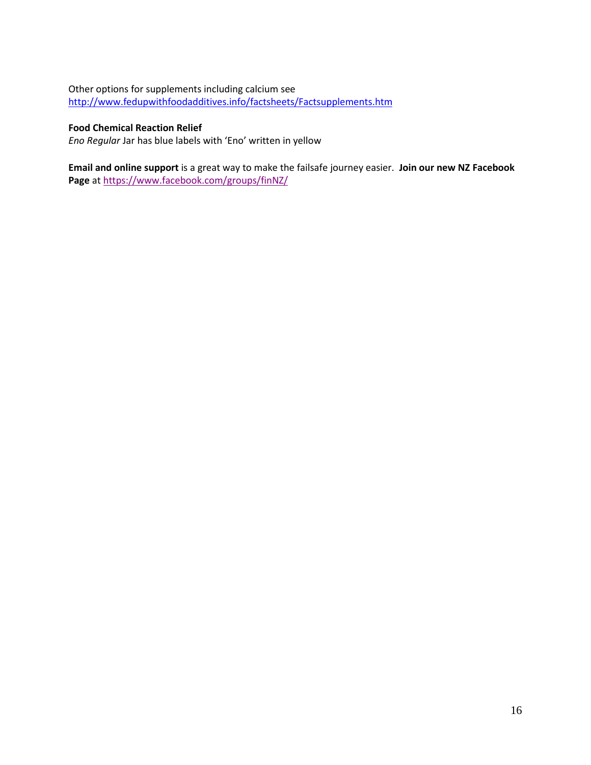Other options for supplements including calcium see
[http://www.fedupwithfoodadditives.info/factsheets/Factsupplements.htm](http://www.fedupwithfoodadditives.info/factsheets/Factsupplements.htm)

**Food Chemical Reaction Relief**
*Eno Regular* Jar has blue labels with 'Eno' written in yellow

**Email and online support** is a great way to make the failsafe journey easier. **Join our new NZ Facebook Page** at [https://www.facebook.com/groups/finNZ/](https://www.facebook.com/groups/finNZ/)